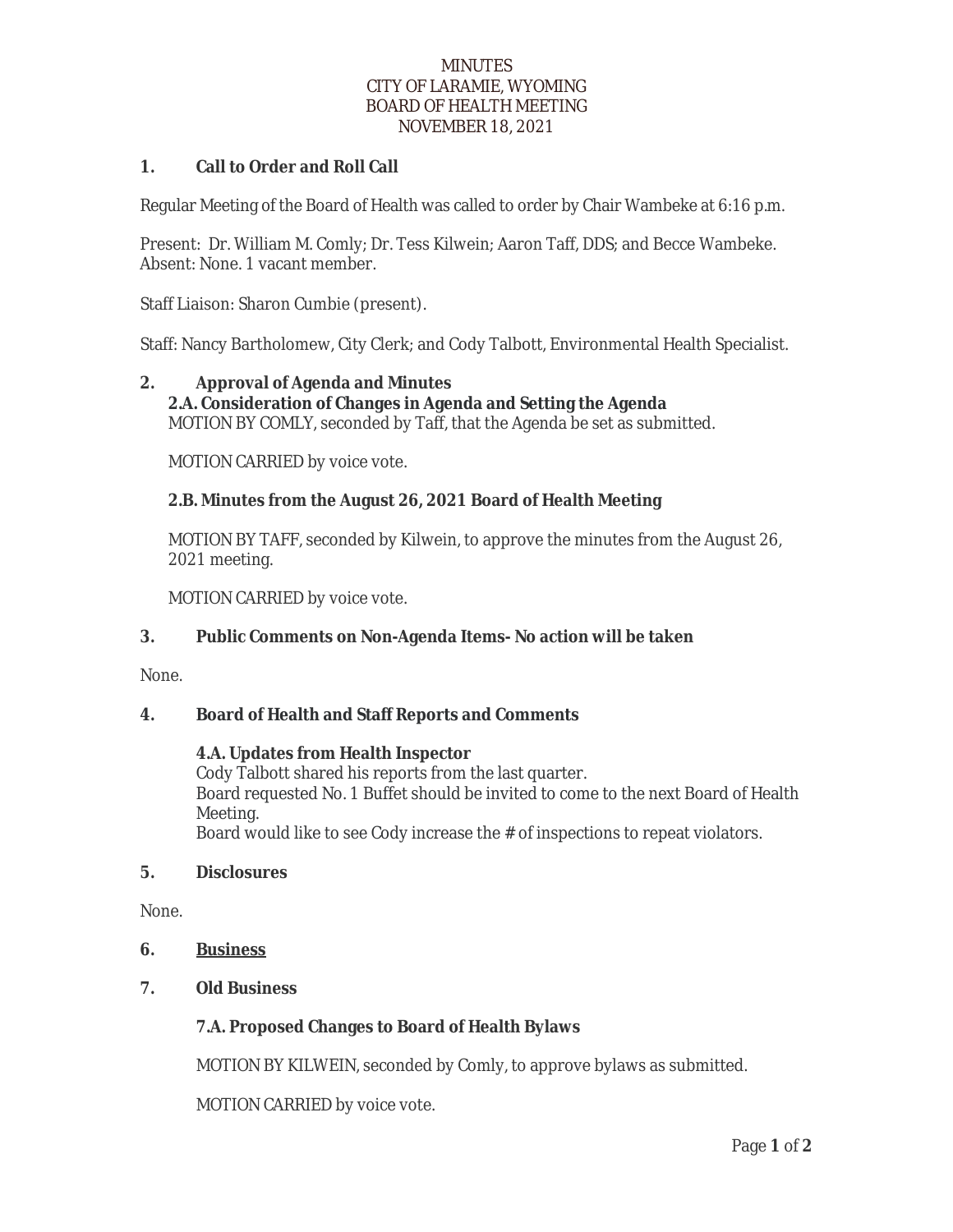# MINUTES
# CITY OF LARAMIE, WYOMING
# BOARD OF HEALTH MEETING
# NOVEMBER 18, 2021

## 1. Call to Order and Roll Call

Regular Meeting of the Board of Health was called to order by Chair Wambeke at 6:16 p.m.

Present: Dr. William M. Comly; Dr. Tess Kilwein; Aaron Taff, DDS; and Becce Wambeke.
Absent: None. 1 vacant member.

Staff Liaison: Sharon Cumbie (present).

Staff: Nancy Bartholomew, City Clerk; and Cody Talbott, Environmental Health Specialist.

## 2. Approval of Agenda and Minutes

### 2.A. Consideration of Changes in Agenda and Setting the Agenda

MOTION BY COMLY, seconded by Taff, that the Agenda be set as submitted.

MOTION CARRIED by voice vote.

### 2.B. Minutes from the August 26, 2021 Board of Health Meeting

MOTION BY TAFF, seconded by Kilwein, to approve the minutes from the August 26, 2021 meeting.

MOTION CARRIED by voice vote.

## 3. Public Comments on Non-Agenda Items- No action will be taken

None.

## 4. Board of Health and Staff Reports and Comments

### 4.A. Updates from Health Inspector

Cody Talbott shared his reports from the last quarter.
Board requested No. 1 Buffet should be invited to come to the next Board of Health Meeting.
Board would like to see Cody increase the # of inspections to repeat violators.

## 5. Disclosures

None.

## 6. <u>Business</u>

## 7. Old Business

### 7.A. Proposed Changes to Board of Health Bylaws

MOTION BY KILWEIN, seconded by Comly, to approve bylaws as submitted.

MOTION CARRIED by voice vote.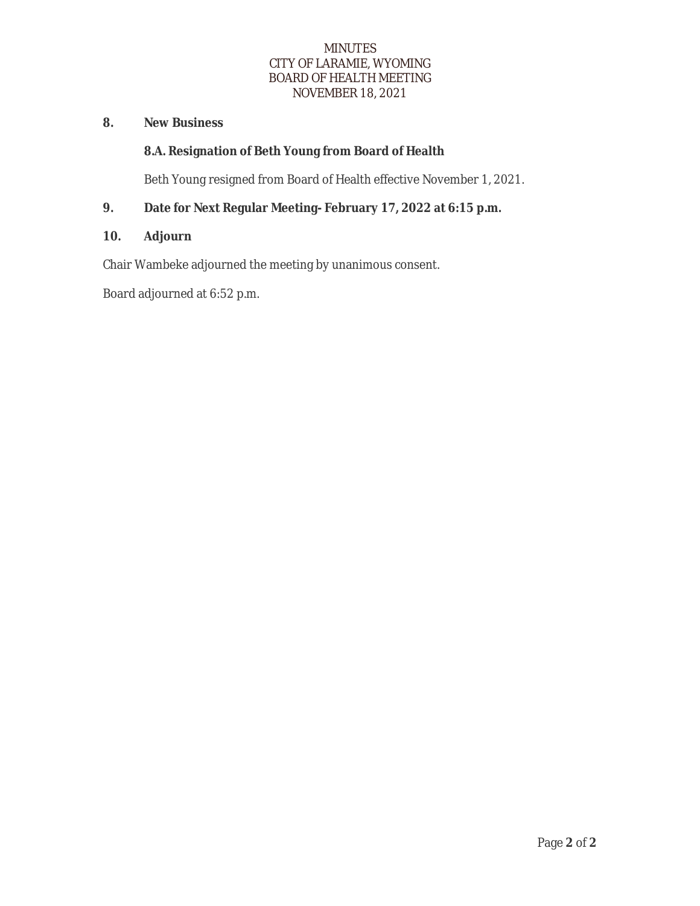## 8. New Business

### 8.A. Resignation of Beth Young from Board of Health

Beth Young resigned from Board of Health effective November 1, 2021.

## 9. Date for Next Regular Meeting- February 17, 2022 at 6:15 p.m.

## 10. Adjourn

Chair Wambeke adjourned the meeting by unanimous consent.

Board adjourned at 6:52 p.m.